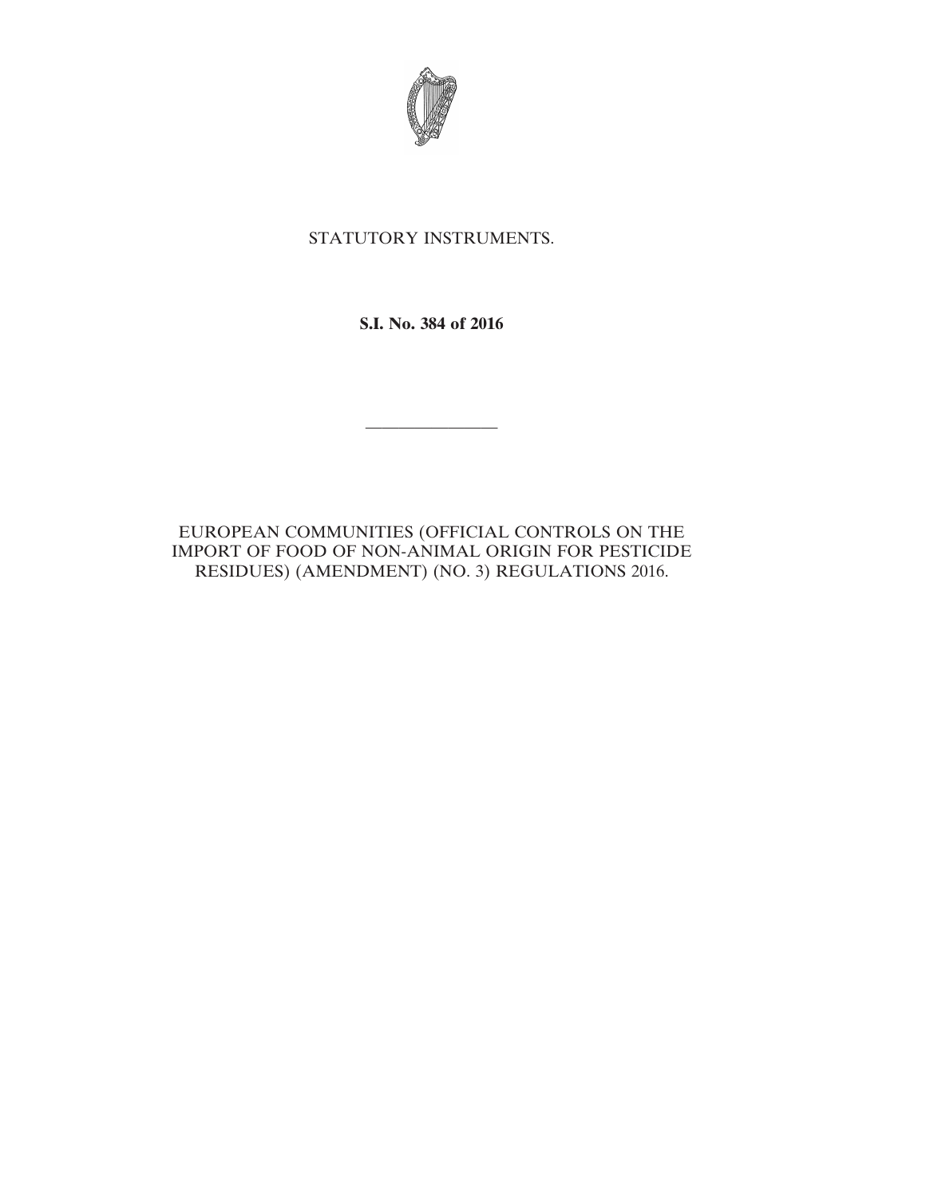STATUTORY INSTRUMENTS.

**S.I. No. 384 of 2016**

---

EUROPEAN COMMUNITIES (OFFICIAL CONTROLS ON THE IMPORT OF FOOD OF NON-ANIMAL ORIGIN FOR PESTICIDE RESIDUES) (AMENDMENT) (NO. 3) REGULATIONS 2016.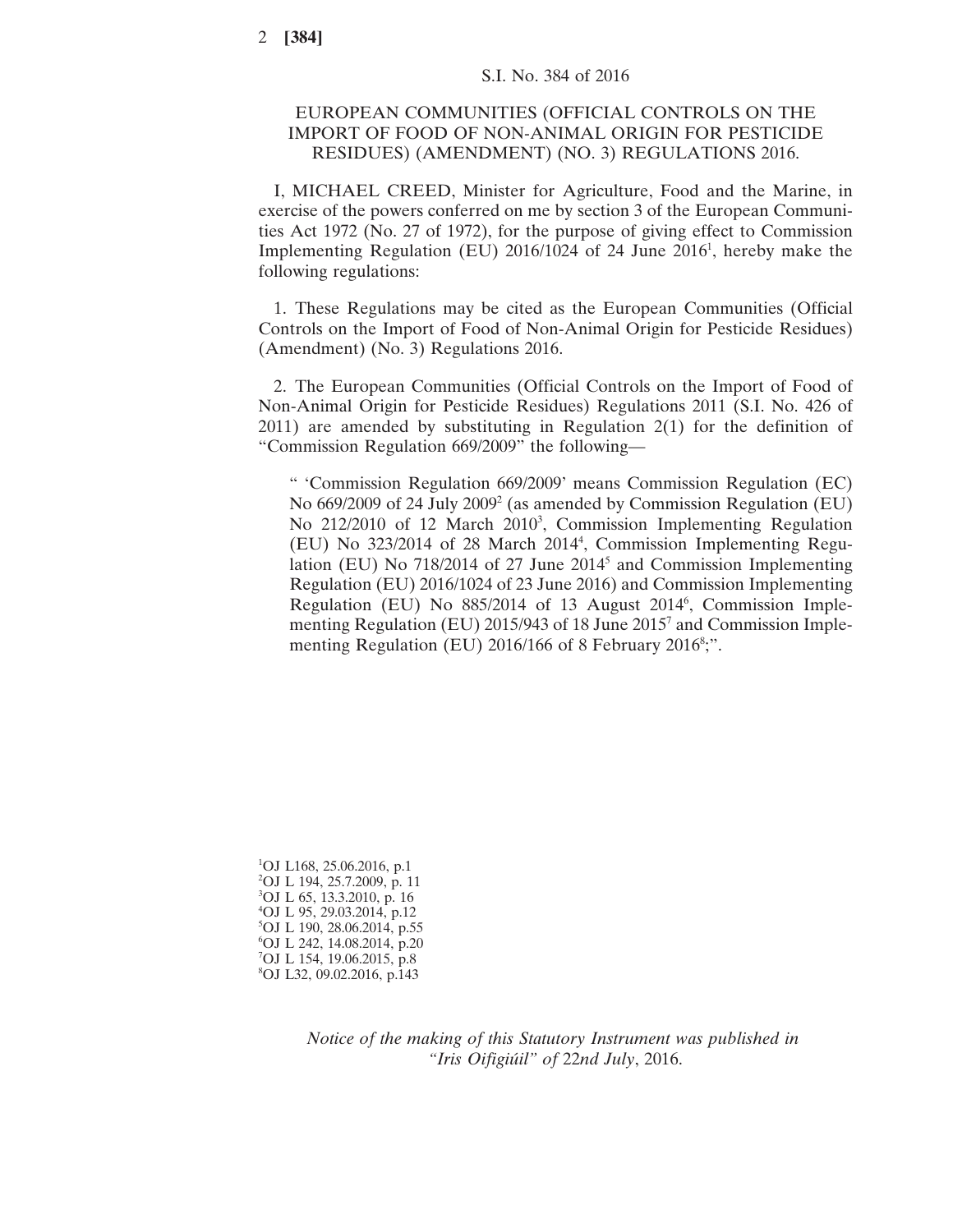S.I. No. 384 of 2016

EUROPEAN COMMUNITIES (OFFICIAL CONTROLS ON THE IMPORT OF FOOD OF NON-ANIMAL ORIGIN FOR PESTICIDE RESIDUES) (AMENDMENT) (NO. 3) REGULATIONS 2016.

I, MICHAEL CREED, Minister for Agriculture, Food and the Marine, in exercise of the powers conferred on me by section 3 of the European Communities Act 1972 (No. 27 of 1972), for the purpose of giving effect to Commission Implementing Regulation (EU) 2016/1024 of 24 June 2016[1], hereby make the following regulations:

1. These Regulations may be cited as the European Communities (Official Controls on the Import of Food of Non-Animal Origin for Pesticide Residues) (Amendment) (No. 3) Regulations 2016.

2. The European Communities (Official Controls on the Import of Food of Non-Animal Origin for Pesticide Residues) Regulations 2011 (S.I. No. 426 of 2011) are amended by substituting in Regulation 2(1) for the definition of "Commission Regulation 669/2009" the following—

> " 'Commission Regulation 669/2009' means Commission Regulation (EC) No 669/2009 of 24 July 2009[2] (as amended by Commission Regulation (EU) No 212/2010 of 12 March 2010[3], Commission Implementing Regulation (EU) No 323/2014 of 28 March 2014[4], Commission Implementing Regulation (EU) No 718/2014 of 27 June 2014[5] and Commission Implementing Regulation (EU) 2016/1024 of 23 June 2016) and Commission Implementing Regulation (EU) No 885/2014 of 13 August 2014[6], Commission Implementing Regulation (EU) 2015/943 of 18 June 2015[7] and Commission Implementing Regulation (EU) 2016/166 of 8 February 2016[8];".

[1]OJ L168, 25.06.2016, p.1
[2]OJ L 194, 25.7.2009, p. 11
[3]OJ L 65, 13.3.2010, p. 16
[4]OJ L 95, 29.03.2014, p.12
[5]OJ L 190, 28.06.2014, p.55
[6]OJ L 242, 14.08.2014, p.20
[7]OJ L 154, 19.06.2015, p.8
[8]OJ L32, 09.02.2016, p.143

*Notice of the making of this Statutory Instrument was published in "Iris Oifigiúil" of 22nd July*, 2016.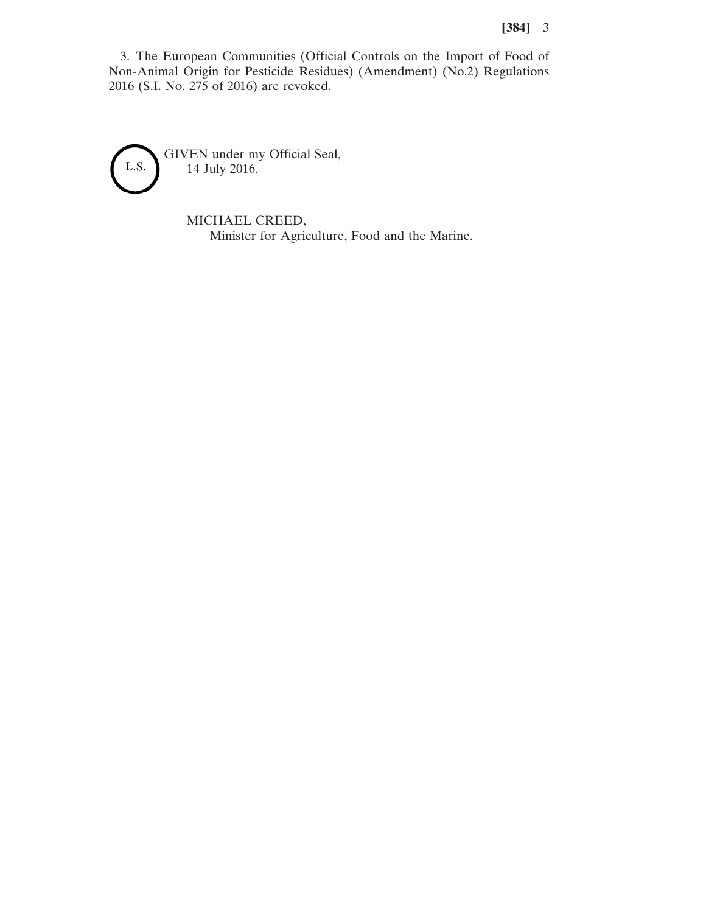3. The European Communities (Official Controls on the Import of Food of Non-Animal Origin for Pesticide Residues) (Amendment) (No.2) Regulations 2016 (S.I. No. 275 of 2016) are revoked.

L.S.

GIVEN under my Official Seal,
14 July 2016.

MICHAEL CREED,
Minister for Agriculture, Food and the Marine.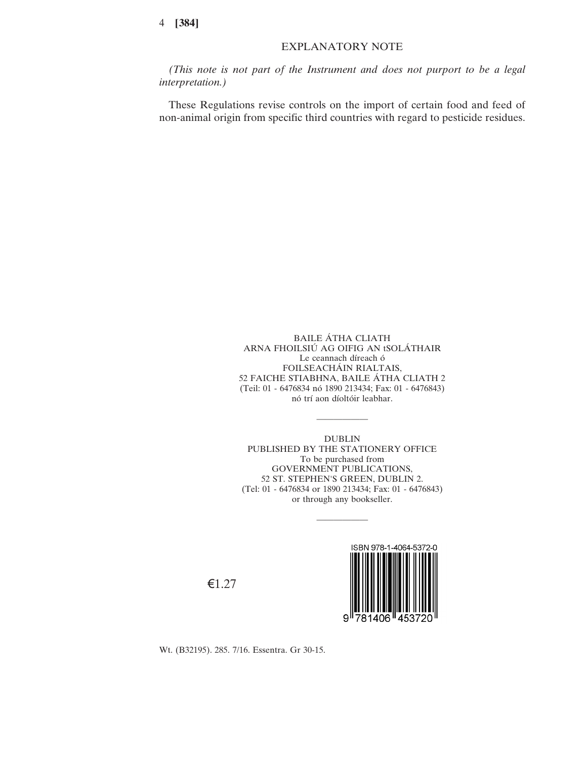## EXPLANATORY NOTE

*(This note is not part of the Instrument and does not purport to be a legal interpretation.)*

These Regulations revise controls on the import of certain food and feed of non-animal origin from specific third countries with regard to pesticide residues.

BAILE ÁTHA CLIATH
ARNA FHOILSIÚ AG OIFIG AN tSOLÁTHAIR
Le ceannach díreach ó
FOILSEACHÁIN RIALTAIS,
52 FAICHE STIABHNA, BAILE ÁTHA CLIATH 2
(Teil: 01 - 6476834 nó 1890 213434; Fax: 01 - 6476843)
nó trí aon díoltóir leabhar.

---

DUBLIN
PUBLISHED BY THE STATIONERY OFFICE
To be purchased from
GOVERNMENT PUBLICATIONS,
52 ST. STEPHEN'S GREEN, DUBLIN 2.
(Tel: 01 - 6476834 or 1890 213434; Fax: 01 - 6476843)
or through any bookseller.

---

ISBN 978-1-4064-5372-0

9 781406 453720

€1.27

Wt. (B32195). 285. 7/16. Essentra. Gr 30-15.